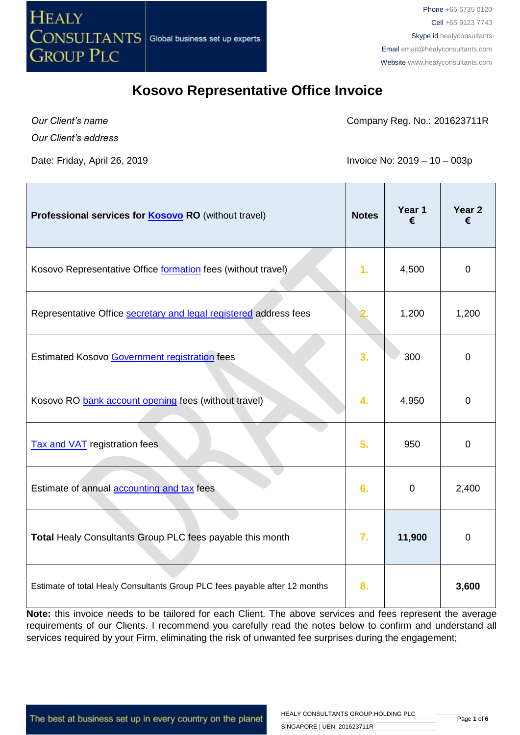Phone +65 6735 0120
Cell +65 9123 7743
Skype id healyconsultants
Email email@healyconsultants.com
Website www.healyconsultants.com

# Kosovo Representative Office Invoice

*Our Client's name*
*Our Client's address*

Company Reg. No.: 201623711R

Date: Friday, April 26, 2019

Invoice No: 2019 – 10 – 003p

| **Professional services for Kosovo RO** (without travel) | **Notes** | **Year 1 €** | **Year 2 €** |
|---|---|---|---|
| Kosovo Representative Office formation fees (without travel) | 1. | 4,500 | 0 |
| Representative Office secretary and legal registered address fees | 2. | 1,200 | 1,200 |
| Estimated Kosovo Government registration fees | 3. | 300 | 0 |
| Kosovo RO bank account opening fees (without travel) | 4. | 4,950 | 0 |
| Tax and VAT registration fees | 5. | 950 | 0 |
| Estimate of annual accounting and tax fees | 6. | 0 | 2,400 |
| **Total** Healy Consultants Group PLC fees payable this month | 7. | **11,900** | 0 |
| Estimate of total Healy Consultants Group PLC fees payable after 12 months | 8. | | **3,600** |

**Note:** this invoice needs to be tailored for each Client. The above services and fees represent the average requirements of our Clients. I recommend you carefully read the notes below to confirm and understand all services required by your Firm, eliminating the risk of unwanted fee surprises during the engagement;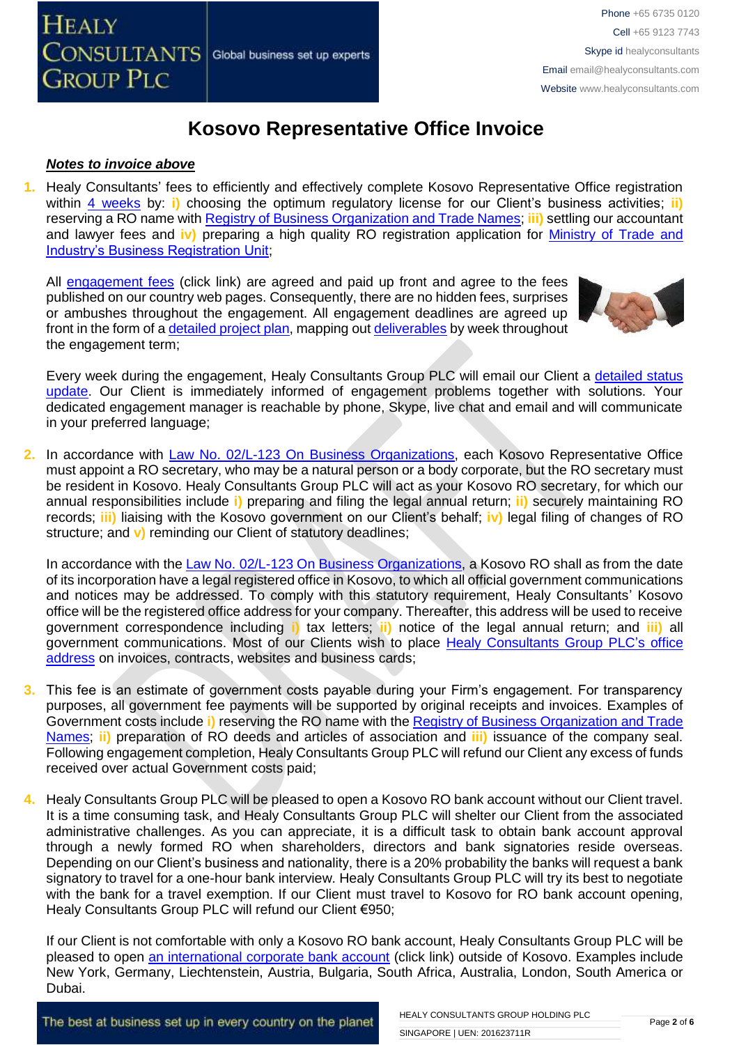# Kosovo Representative Office Invoice

***Notes to invoice above***

1. Healy Consultants' fees to efficiently and effectively complete Kosovo Representative Office registration within 4 weeks by: **i)** choosing the optimum regulatory license for our Client's business activities; **ii)** reserving a RO name with Registry of Business Organization and Trade Names; **iii)** settling our accountant and lawyer fees and **iv)** preparing a high quality RO registration application for Ministry of Trade and Industry's Business Registration Unit;

   All engagement fees (click link) are agreed and paid up front and agree to the fees published on our country web pages. Consequently, there are no hidden fees, surprises or ambushes throughout the engagement. All engagement deadlines are agreed up front in the form of a detailed project plan, mapping out deliverables by week throughout the engagement term;

   Every week during the engagement, Healy Consultants Group PLC will email our Client a detailed status update. Our Client is immediately informed of engagement problems together with solutions. Your dedicated engagement manager is reachable by phone, Skype, live chat and email and will communicate in your preferred language;

2. In accordance with Law No. 02/L-123 On Business Organizations, each Kosovo Representative Office must appoint a RO secretary, who may be a natural person or a body corporate, but the RO secretary must be resident in Kosovo. Healy Consultants Group PLC will act as your Kosovo RO secretary, for which our annual responsibilities include **i)** preparing and filing the legal annual return; **ii)** securely maintaining RO records; **iii)** liaising with the Kosovo government on our Client's behalf; **iv)** legal filing of changes of RO structure; and **v)** reminding our Client of statutory deadlines;

   In accordance with the Law No. 02/L-123 On Business Organizations, a Kosovo RO shall as from the date of its incorporation have a legal registered office in Kosovo, to which all official government communications and notices may be addressed. To comply with this statutory requirement, Healy Consultants' Kosovo office will be the registered office address for your company. Thereafter, this address will be used to receive government correspondence including **i)** tax letters; **ii)** notice of the legal annual return; and **iii)** all government communications. Most of our Clients wish to place Healy Consultants Group PLC's office address on invoices, contracts, websites and business cards;

3. This fee is an estimate of government costs payable during your Firm's engagement. For transparency purposes, all government fee payments will be supported by original receipts and invoices. Examples of Government costs include **i)** reserving the RO name with the Registry of Business Organization and Trade Names; **ii)** preparation of RO deeds and articles of association and **iii)** issuance of the company seal. Following engagement completion, Healy Consultants Group PLC will refund our Client any excess of funds received over actual Government costs paid;

4. Healy Consultants Group PLC will be pleased to open a Kosovo RO bank account without our Client travel. It is a time consuming task, and Healy Consultants Group PLC will shelter our Client from the associated administrative challenges. As you can appreciate, it is a difficult task to obtain bank account approval through a newly formed RO when shareholders, directors and bank signatories reside overseas. Depending on our Client's business and nationality, there is a 20% probability the banks will request a bank signatory to travel for a one-hour bank interview. Healy Consultants Group PLC will try its best to negotiate with the bank for a travel exemption. If our Client must travel to Kosovo for RO bank account opening, Healy Consultants Group PLC will refund our Client €950;

   If our Client is not comfortable with only a Kosovo RO bank account, Healy Consultants Group PLC will be pleased to open an international corporate bank account (click link) outside of Kosovo. Examples include New York, Germany, Liechtenstein, Austria, Bulgaria, South Africa, Australia, London, South America or Dubai.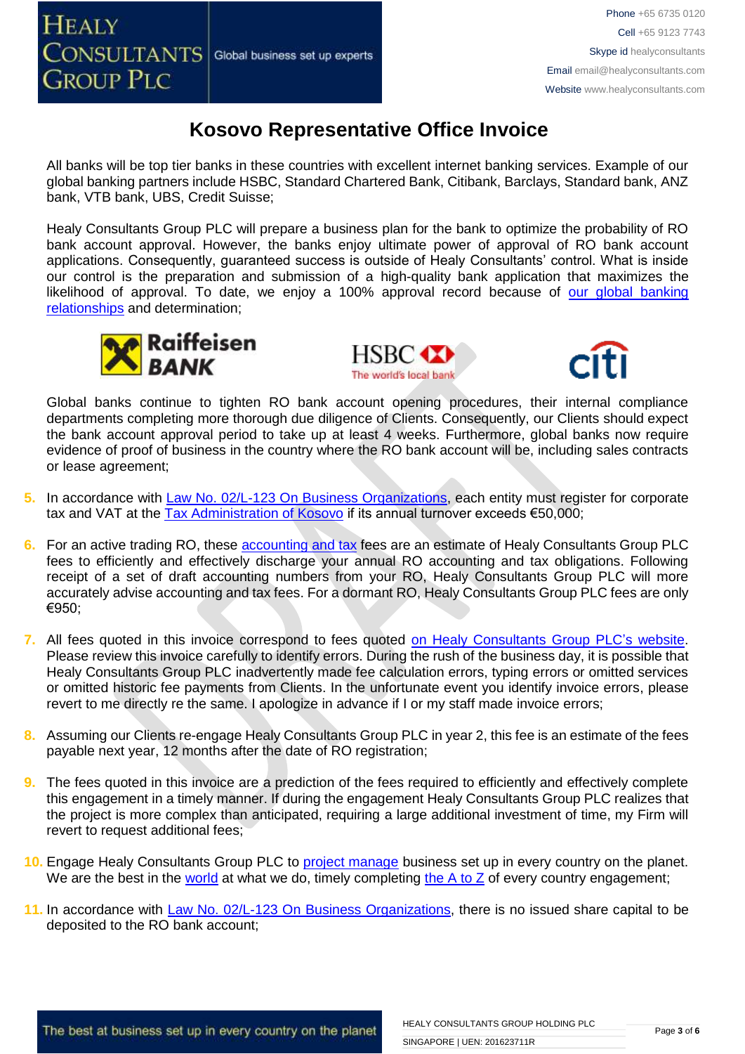# Kosovo Representative Office Invoice

All banks will be top tier banks in these countries with excellent internet banking services. Example of our global banking partners include HSBC, Standard Chartered Bank, Citibank, Barclays, Standard bank, ANZ bank, VTB bank, UBS, Credit Suisse;

Healy Consultants Group PLC will prepare a business plan for the bank to optimize the probability of RO bank account approval. However, the banks enjoy ultimate power of approval of RO bank account applications. Consequently, guaranteed success is outside of Healy Consultants' control. What is inside our control is the preparation and submission of a high-quality bank application that maximizes the likelihood of approval. To date, we enjoy a 100% approval record because of our global banking relationships and determination;

Global banks continue to tighten RO bank account opening procedures, their internal compliance departments completing more thorough due diligence of Clients. Consequently, our Clients should expect the bank account approval period to take up at least 4 weeks. Furthermore, global banks now require evidence of proof of business in the country where the RO bank account will be, including sales contracts or lease agreement;

5. In accordance with Law No. 02/L-123 On Business Organizations, each entity must register for corporate tax and VAT at the Tax Administration of Kosovo if its annual turnover exceeds €50,000;

6. For an active trading RO, these accounting and tax fees are an estimate of Healy Consultants Group PLC fees to efficiently and effectively discharge your annual RO accounting and tax obligations. Following receipt of a set of draft accounting numbers from your RO, Healy Consultants Group PLC will more accurately advise accounting and tax fees. For a dormant RO, Healy Consultants Group PLC fees are only €950;

7. All fees quoted in this invoice correspond to fees quoted on Healy Consultants Group PLC's website. Please review this invoice carefully to identify errors. During the rush of the business day, it is possible that Healy Consultants Group PLC inadvertently made fee calculation errors, typing errors or omitted services or omitted historic fee payments from Clients. In the unfortunate event you identify invoice errors, please revert to me directly re the same. I apologize in advance if I or my staff made invoice errors;

8. Assuming our Clients re-engage Healy Consultants Group PLC in year 2, this fee is an estimate of the fees payable next year, 12 months after the date of RO registration;

9. The fees quoted in this invoice are a prediction of the fees required to efficiently and effectively complete this engagement in a timely manner. If during the engagement Healy Consultants Group PLC realizes that the project is more complex than anticipated, requiring a large additional investment of time, my Firm will revert to request additional fees;

10. Engage Healy Consultants Group PLC to project manage business set up in every country on the planet. We are the best in the world at what we do, timely completing the A to Z of every country engagement;

11. In accordance with Law No. 02/L-123 On Business Organizations, there is no issued share capital to be deposited to the RO bank account;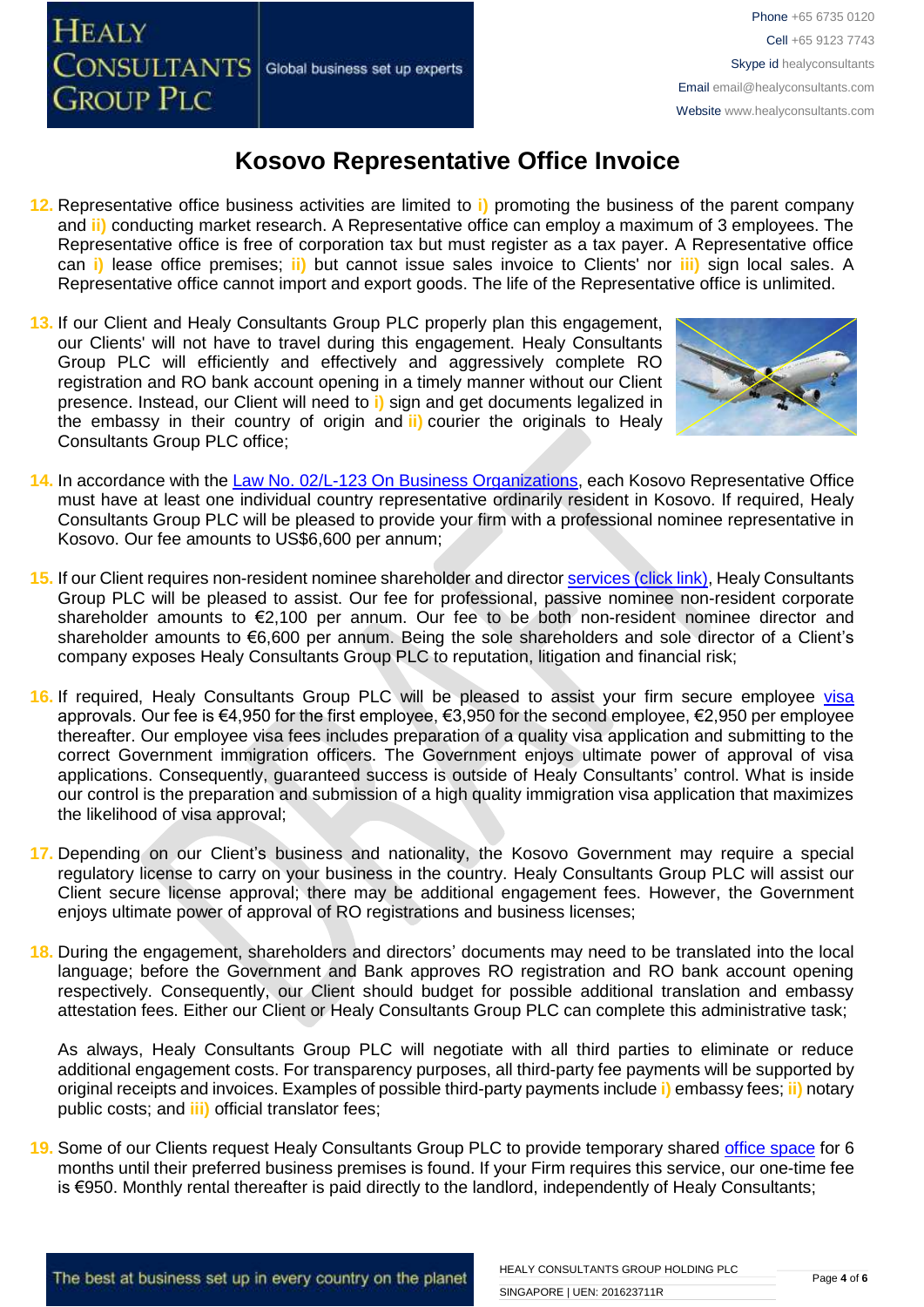# Kosovo Representative Office Invoice

12. Representative office business activities are limited to **i)** promoting the business of the parent company and **ii)** conducting market research. A Representative office can employ a maximum of 3 employees. The Representative office is free of corporation tax but must register as a tax payer. A Representative office can **i)** lease office premises; **ii)** but cannot issue sales invoice to Clients' nor **iii)** sign local sales. A Representative office cannot import and export goods. The life of the Representative office is unlimited.

13. If our Client and Healy Consultants Group PLC properly plan this engagement, our Clients' will not have to travel during this engagement. Healy Consultants Group PLC will efficiently and effectively and aggressively complete RO registration and RO bank account opening in a timely manner without our Client presence. Instead, our Client will need to **i)** sign and get documents legalized in the embassy in their country of origin and **ii)** courier the originals to Healy Consultants Group PLC office;

14. In accordance with the Law No. 02/L-123 On Business Organizations, each Kosovo Representative Office must have at least one individual country representative ordinarily resident in Kosovo. If required, Healy Consultants Group PLC will be pleased to provide your firm with a professional nominee representative in Kosovo. Our fee amounts to US$6,600 per annum;

15. If our Client requires non-resident nominee shareholder and director services (click link), Healy Consultants Group PLC will be pleased to assist. Our fee for professional, passive nominee non-resident corporate shareholder amounts to €2,100 per annum. Our fee to be both non-resident nominee director and shareholder amounts to €6,600 per annum. Being the sole shareholders and sole director of a Client's company exposes Healy Consultants Group PLC to reputation, litigation and financial risk;

16. If required, Healy Consultants Group PLC will be pleased to assist your firm secure employee visa approvals. Our fee is €4,950 for the first employee, €3,950 for the second employee, €2,950 per employee thereafter. Our employee visa fees includes preparation of a quality visa application and submitting to the correct Government immigration officers. The Government enjoys ultimate power of approval of visa applications. Consequently, guaranteed success is outside of Healy Consultants' control. What is inside our control is the preparation and submission of a high quality immigration visa application that maximizes the likelihood of visa approval;

17. Depending on our Client's business and nationality, the Kosovo Government may require a special regulatory license to carry on your business in the country. Healy Consultants Group PLC will assist our Client secure license approval; there may be additional engagement fees. However, the Government enjoys ultimate power of approval of RO registrations and business licenses;

18. During the engagement, shareholders and directors' documents may need to be translated into the local language; before the Government and Bank approves RO registration and RO bank account opening respectively. Consequently, our Client should budget for possible additional translation and embassy attestation fees. Either our Client or Healy Consultants Group PLC can complete this administrative task;

    As always, Healy Consultants Group PLC will negotiate with all third parties to eliminate or reduce additional engagement costs. For transparency purposes, all third-party fee payments will be supported by original receipts and invoices. Examples of possible third-party payments include **i)** embassy fees; **ii)** notary public costs; and **iii)** official translator fees;

19. Some of our Clients request Healy Consultants Group PLC to provide temporary shared office space for 6 months until their preferred business premises is found. If your Firm requires this service, our one-time fee is €950. Monthly rental thereafter is paid directly to the landlord, independently of Healy Consultants;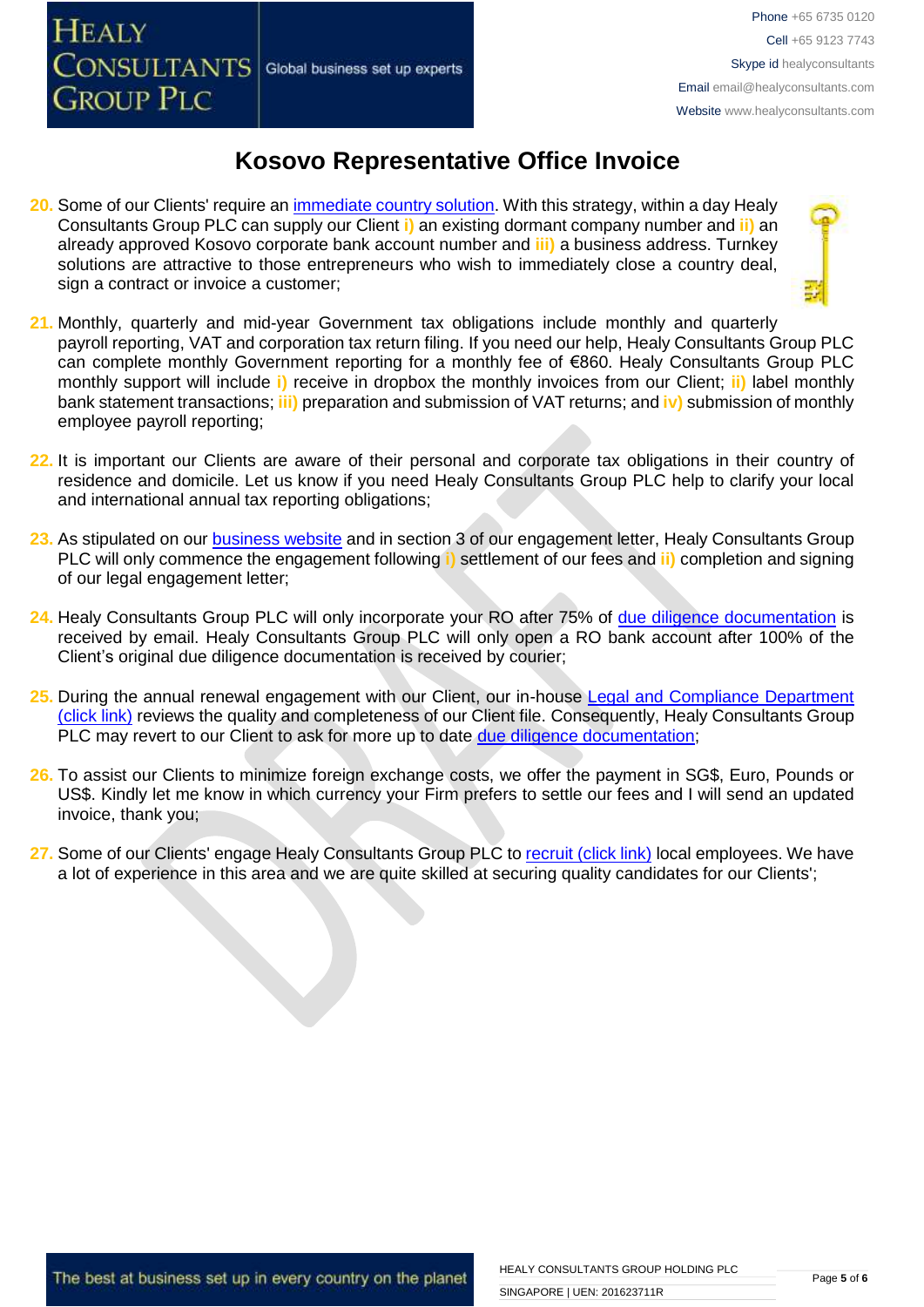# Kosovo Representative Office Invoice

20. Some of our Clients' require an immediate country solution. With this strategy, within a day Healy Consultants Group PLC can supply our Client **i)** an existing dormant company number and **ii)** an already approved Kosovo corporate bank account number and **iii)** a business address. Turnkey solutions are attractive to those entrepreneurs who wish to immediately close a country deal, sign a contract or invoice a customer;

21. Monthly, quarterly and mid-year Government tax obligations include monthly and quarterly payroll reporting, VAT and corporation tax return filing. If you need our help, Healy Consultants Group PLC can complete monthly Government reporting for a monthly fee of €860. Healy Consultants Group PLC monthly support will include **i)** receive in dropbox the monthly invoices from our Client; **ii)** label monthly bank statement transactions; **iii)** preparation and submission of VAT returns; and **iv)** submission of monthly employee payroll reporting;

22. It is important our Clients are aware of their personal and corporate tax obligations in their country of residence and domicile. Let us know if you need Healy Consultants Group PLC help to clarify your local and international annual tax reporting obligations;

23. As stipulated on our business website and in section 3 of our engagement letter, Healy Consultants Group PLC will only commence the engagement following **i)** settlement of our fees and **ii)** completion and signing of our legal engagement letter;

24. Healy Consultants Group PLC will only incorporate your RO after 75% of due diligence documentation is received by email. Healy Consultants Group PLC will only open a RO bank account after 100% of the Client's original due diligence documentation is received by courier;

25. During the annual renewal engagement with our Client, our in-house Legal and Compliance Department (click link) reviews the quality and completeness of our Client file. Consequently, Healy Consultants Group PLC may revert to our Client to ask for more up to date due diligence documentation;

26. To assist our Clients to minimize foreign exchange costs, we offer the payment in SG$, Euro, Pounds or US$. Kindly let me know in which currency your Firm prefers to settle our fees and I will send an updated invoice, thank you;

27. Some of our Clients' engage Healy Consultants Group PLC to recruit (click link) local employees. We have a lot of experience in this area and we are quite skilled at securing quality candidates for our Clients';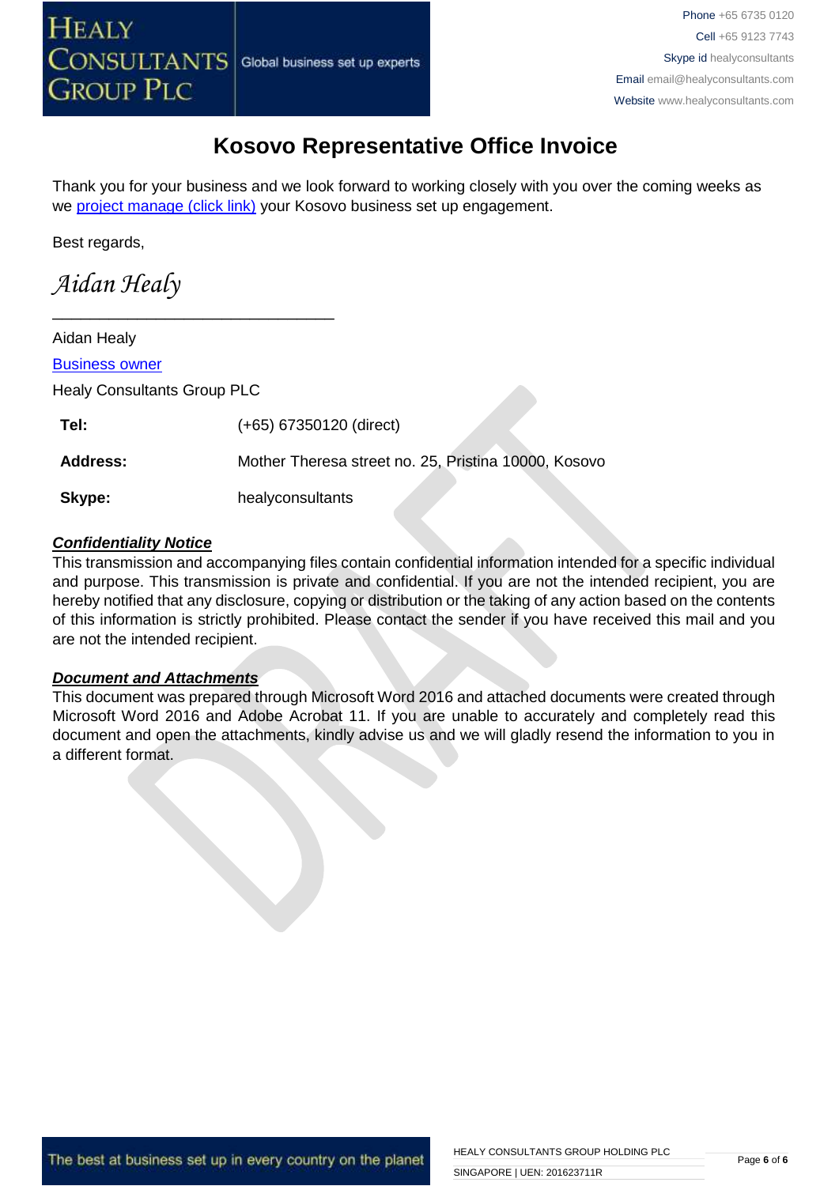# Kosovo Representative Office Invoice

Thank you for your business and we look forward to working closely with you over the coming weeks as we [project manage (click link)] your Kosovo business set up engagement.

Best regards,

*Aidan Healy*

\_\_\_\_\_\_\_\_\_\_\_\_\_\_\_\_\_\_\_\_\_\_\_\_\_\_\_\_\_\_\_\_\_

Aidan Healy

[Business owner]

Healy Consultants Group PLC

| | |
|---|---|
| **Tel:** | (+65) 67350120 (direct) |
| **Address:** | Mother Theresa street no. 25, Pristina 10000, Kosovo |
| **Skype:** | healyconsultants |

***Confidentiality Notice***

This transmission and accompanying files contain confidential information intended for a specific individual and purpose. This transmission is private and confidential. If you are not the intended recipient, you are hereby notified that any disclosure, copying or distribution or the taking of any action based on the contents of this information is strictly prohibited. Please contact the sender if you have received this mail and you are not the intended recipient.

***Document and Attachments***

This document was prepared through Microsoft Word 2016 and attached documents were created through Microsoft Word 2016 and Adobe Acrobat 11. If you are unable to accurately and completely read this document and open the attachments, kindly advise us and we will gladly resend the information to you in a different format.